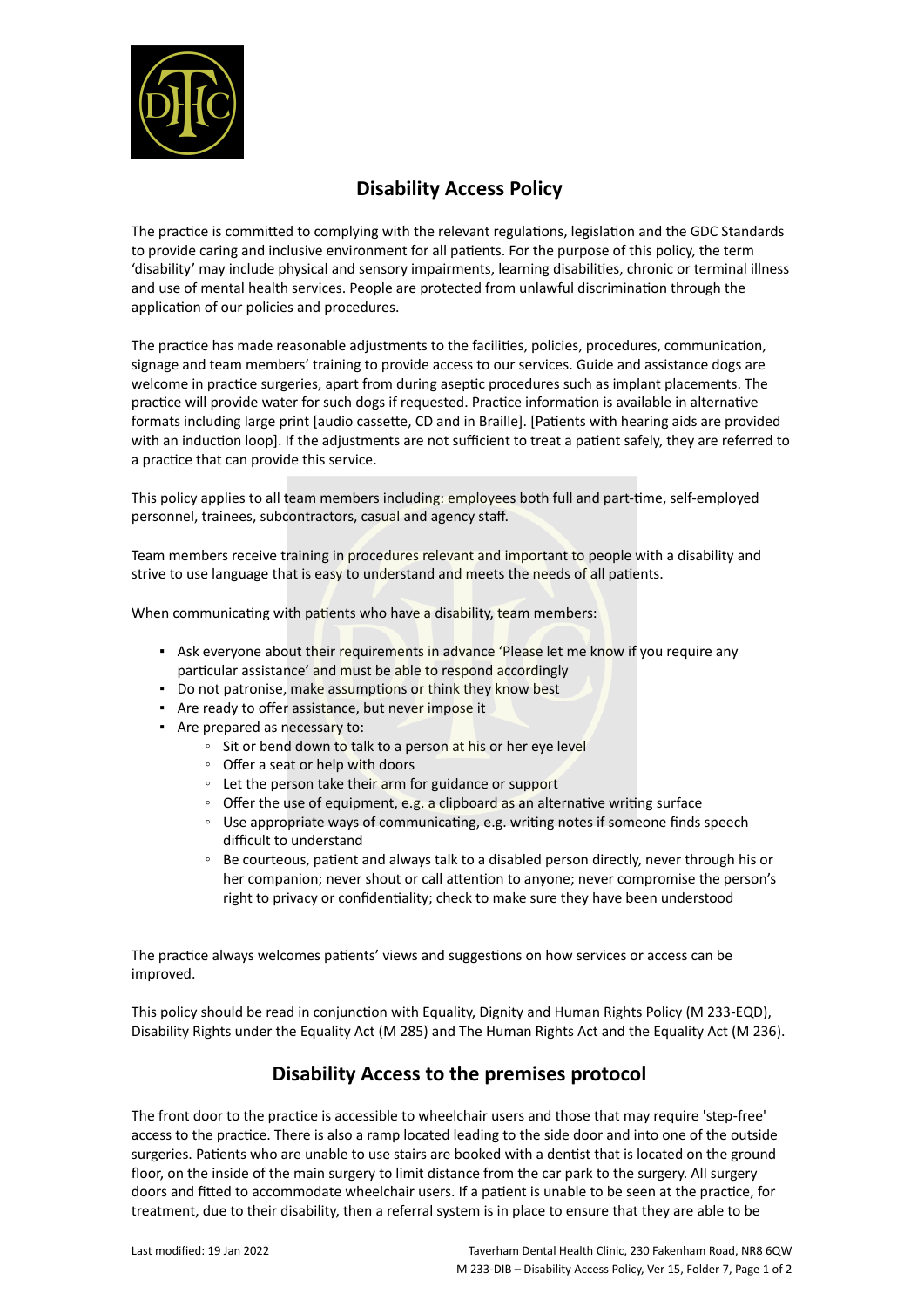# Disability Access Policy

The practice is committed to complying with the relevant regulations, legislation and the GDC Standards to provide caring and inclusive environment for all patients. For the purpose of this policy, the term 'disability' may include physical and sensory impairments, learning disabilities, chronic or terminal illness and use of mental health services. People are protected from unlawful discrimination through the application of our policies and procedures.

The practice has made reasonable adjustments to the facilities, policies, procedures, communication, signage and team members' training to provide access to our services. Guide and assistance dogs are welcome in practice surgeries, apart from during aseptic procedures such as implant placements. The practice will provide water for such dogs if requested. Practice information is available in alternative formats including large print [audio cassette, CD and in Braille]. [Patients with hearing aids are provided with an induction loop]. If the adjustments are not sufficient to treat a patient safely, they are referred to a practice that can provide this service.

This policy applies to all team members including: employees both full and part-time, self-employed personnel, trainees, subcontractors, casual and agency staff.

Team members receive training in procedures relevant and important to people with a disability and strive to use language that is easy to understand and meets the needs of all patients.

When communicating with patients who have a disability, team members:

- Ask everyone about their requirements in advance 'Please let me know if you require any particular assistance' and must be able to respond accordingly
- Do not patronise, make assumptions or think they know best
- Are ready to offer assistance, but never impose it
- Are prepared as necessary to:
    - Sit or bend down to talk to a person at his or her eye level
    - Offer a seat or help with doors
    - Let the person take their arm for guidance or support
    - Offer the use of equipment, e.g. a clipboard as an alternative writing surface
    - Use appropriate ways of communicating, e.g. writing notes if someone finds speech difficult to understand
    - Be courteous, patient and always talk to a disabled person directly, never through his or her companion; never shout or call attention to anyone; never compromise the person's right to privacy or confidentiality; check to make sure they have been understood

The practice always welcomes patients' views and suggestions on how services or access can be improved.

This policy should be read in conjunction with Equality, Dignity and Human Rights Policy (M 233-EQD), Disability Rights under the Equality Act (M 285) and The Human Rights Act and the Equality Act (M 236).

## Disability Access to the premises protocol

The front door to the practice is accessible to wheelchair users and those that may require 'step-free' access to the practice. There is also a ramp located leading to the side door and into one of the outside surgeries. Patients who are unable to use stairs are booked with a dentist that is located on the ground floor, on the inside of the main surgery to limit distance from the car park to the surgery. All surgery doors and fitted to accommodate wheelchair users. If a patient is unable to be seen at the practice, for treatment, due to their disability, then a referral system is in place to ensure that they are able to be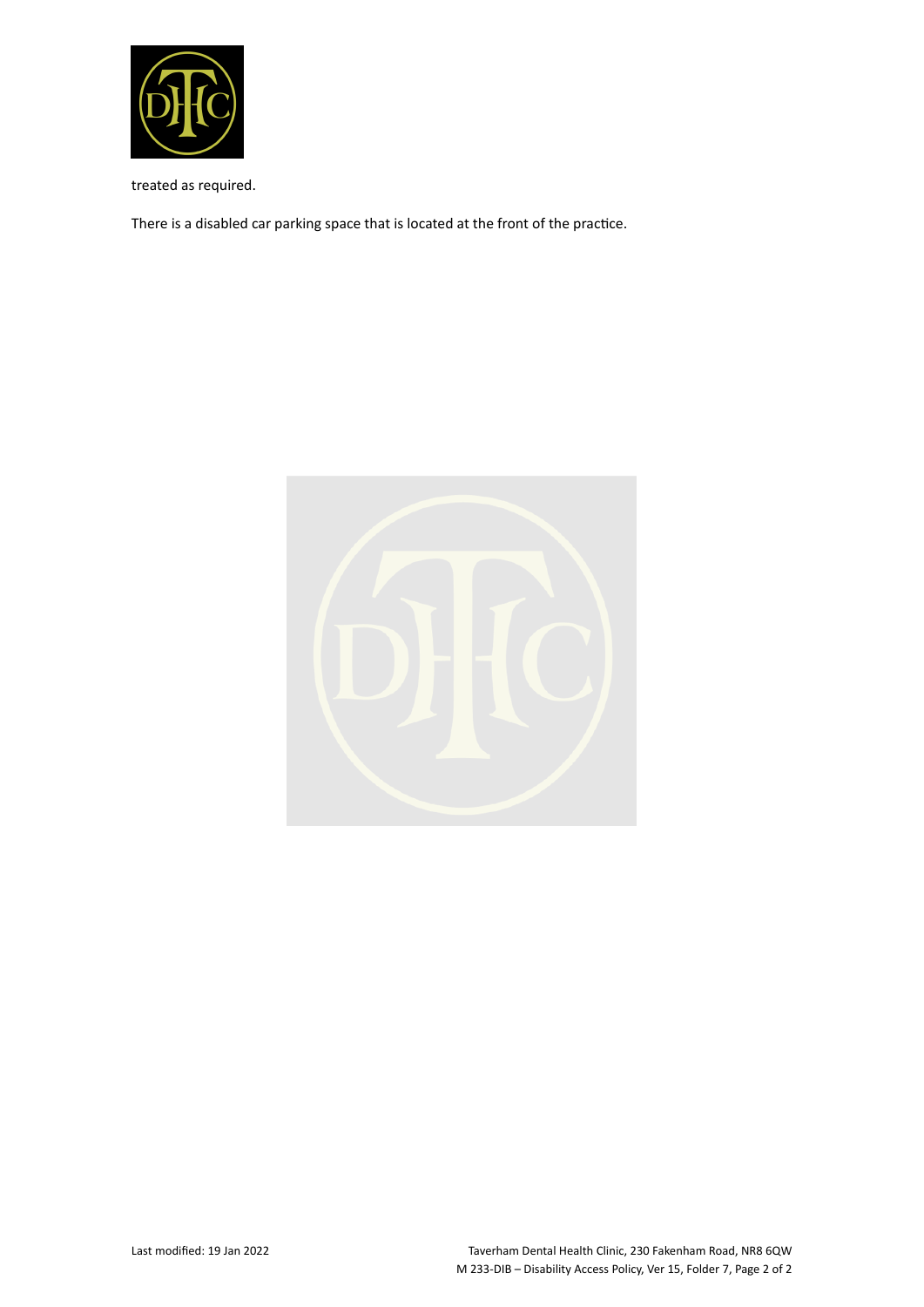treated as required.

There is a disabled car parking space that is located at the front of the practice.